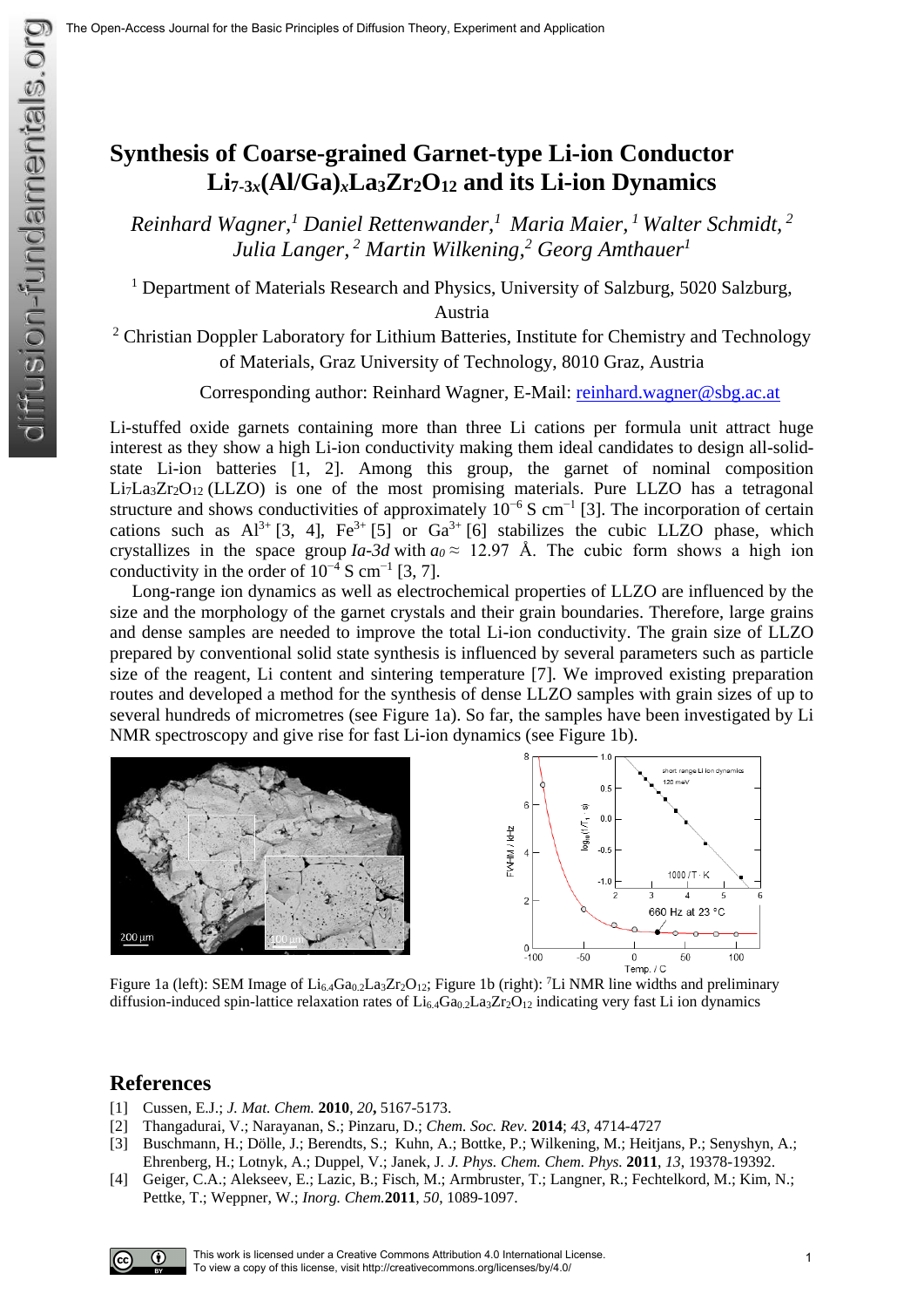# Synthesis of Coarse-grained Garnet-type Li-ion Conductor $Li_{7-3x}(Al/Ga)_xLa_3Zr_2O_{12}$ and its Li-ion Dynamics

*Reinhard Wagner,[1] Daniel Rettenwander,[1] Maria Maier,[1] Walter Schmidt,[2] Julia Langer,[2] Martin Wilkening,[2] Georg Amthauer[1]*

[1] Department of Materials Research and Physics, University of Salzburg, 5020 Salzburg, Austria

[2] Christian Doppler Laboratory for Lithium Batteries, Institute for Chemistry and Technology of Materials, Graz University of Technology, 8010 Graz, Austria

Corresponding author: Reinhard Wagner, E-Mail: reinhard.wagner@sbg.ac.at

Li-stuffed oxide garnets containing more than three Li cations per formula unit attract huge interest as they show a high Li-ion conductivity making them ideal candidates to design all-solid-state Li-ion batteries [1, 2]. Among this group, the garnet of nominal composition $Li_7La_3Zr_2O_{12}$ (LLZO) is one of the most promising materials. Pure LLZO has a tetragonal structure and shows conductivities of approximately $10^{-6}$ S cm$^{-1}$ [3]. The incorporation of certain cations such as $Al^{3+}$ [3, 4], $Fe^{3+}$ [5] or $Ga^{3+}$ [6] stabilizes the cubic LLZO phase, which crystallizes in the space group *Ia-3d* with $a_0 \approx 12.97$ Å. The cubic form shows a high ion conductivity in the order of $10^{-4}$ S cm$^{-1}$ [3, 7].

Long-range ion dynamics as well as electrochemical properties of LLZO are influenced by the size and the morphology of the garnet crystals and their grain boundaries. Therefore, large grains and dense samples are needed to improve the total Li-ion conductivity. The grain size of LLZO prepared by conventional solid state synthesis is influenced by several parameters such as particle size of the reagent, Li content and sintering temperature [7]. We improved existing preparation routes and developed a method for the synthesis of dense LLZO samples with grain sizes of up to several hundreds of micrometres (see Figure 1a). So far, the samples have been investigated by Li NMR spectroscopy and give rise for fast Li-ion dynamics (see Figure 1b).

Figure 1a (left): SEM Image of $Li_{6.4}Ga_{0.2}La_3Zr_2O_{12}$; Figure 1b (right): $^7$Li NMR line widths and preliminary diffusion-induced spin-lattice relaxation rates of $Li_{6.4}Ga_{0.2}La_3Zr_2O_{12}$ indicating very fast Li ion dynamics

## References

[1] Cussen, E.J.; *J. Mat. Chem.* **2010**, *20*, 5167-5173.

[2] Thangadurai, V.; Narayanan, S.; Pinzaru, D.; *Chem. Soc. Rev.* **2014**; *43*, 4714-4727

[3] Buschmann, H.; Dölle, J.; Berendts, S.; Kuhn, A.; Bottke, P.; Wilkening, M.; Heitjans, P.; Senyshyn, A.; Ehrenberg, H.; Lotnyk, A.; Duppel, V.; Janek, J. *J. Phys. Chem. Chem. Phys.* **2011**, *13*, 19378-19392.

[4] Geiger, C.A.; Alekseev, E.; Lazic, B.; Fisch, M.; Armbruster, T.; Langner, R.; Fechtelkord, M.; Kim, N.; Pettke, T.; Weppner, W.; *Inorg. Chem.* **2011**, *50*, 1089-1097.

This work is licensed under a Creative Commons Attribution 4.0 International License. To view a copy of this license, visit http://creativecommons.org/licenses/by/4.0/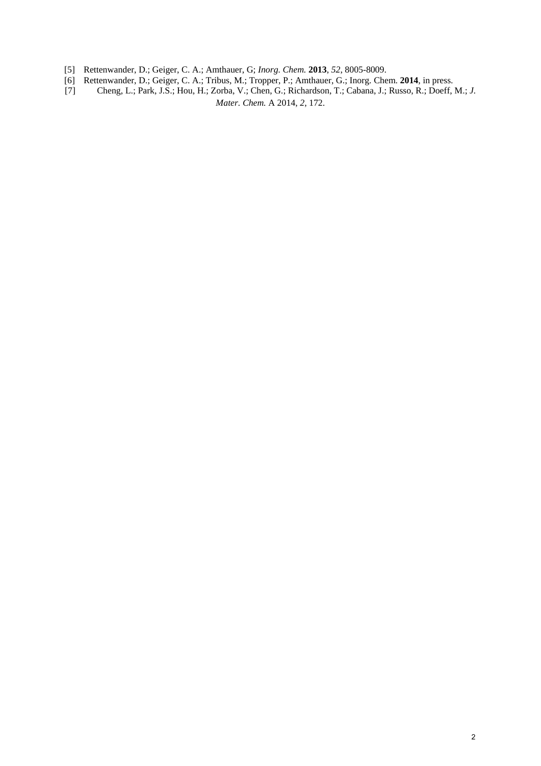[5] Rettenwander, D.; Geiger, C. A.; Amthauer, G; *Inorg. Chem.* **2013**, *52*, 8005-8009.

[6] Rettenwander, D.; Geiger, C. A.; Tribus, M.; Tropper, P.; Amthauer, G.; Inorg. Chem. **2014**, in press.

[7] Cheng, L.; Park, J.S.; Hou, H.; Zorba, V.; Chen, G.; Richardson, T.; Cabana, J.; Russo, R.; Doeff, M.; *J. Mater. Chem.* A 2014, *2*, 172.